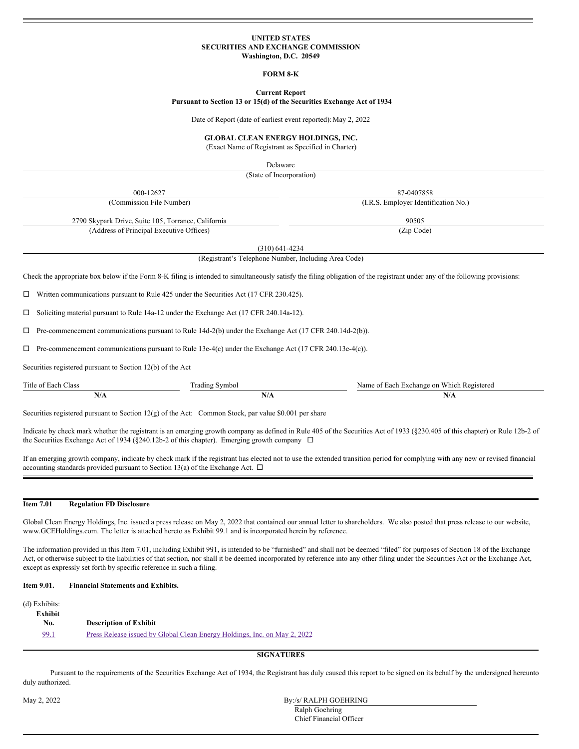**UNITED STATES**
**SECURITIES AND EXCHANGE COMMISSION**
**Washington, D.C. 20549**

**FORM 8-K**

**Current Report**
**Pursuant to Section 13 or 15(d) of the Securities Exchange Act of 1934**

Date of Report (date of earliest event reported): May 2, 2022

**GLOBAL CLEAN ENERGY HOLDINGS, INC.**
(Exact Name of Registrant as Specified in Charter)

Delaware
(State of Incorporation)

| 000-12627 | 87-0407858 |
|---|---|
| (Commission File Number) | (I.R.S. Employer Identification No.) |

| 2790 Skypark Drive, Suite 105, Torrance, California | 90505 |
|---|---|
| (Address of Principal Executive Offices) | (Zip Code) |

(310) 641-4234
(Registrant's Telephone Number, Including Area Code)

Check the appropriate box below if the Form 8-K filing is intended to simultaneously satisfy the filing obligation of the registrant under any of the following provisions:

☐ Written communications pursuant to Rule 425 under the Securities Act (17 CFR 230.425).

☐ Soliciting material pursuant to Rule 14a-12 under the Exchange Act (17 CFR 240.14a-12).

☐ Pre-commencement communications pursuant to Rule 14d-2(b) under the Exchange Act (17 CFR 240.14d-2(b)).

☐ Pre-commencement communications pursuant to Rule 13e-4(c) under the Exchange Act (17 CFR 240.13e-4(c)).

Securities registered pursuant to Section 12(b) of the Act

| Title of Each Class | Trading Symbol | Name of Each Exchange on Which Registered |
|---|---|---|
| N/A | N/A | N/A |

Securities registered pursuant to Section 12(g) of the Act: Common Stock, par value $0.001 per share

Indicate by check mark whether the registrant is an emerging growth company as defined in Rule 405 of the Securities Act of 1933 (§230.405 of this chapter) or Rule 12b-2 of the Securities Exchange Act of 1934 (§240.12b-2 of this chapter). Emerging growth company ☐

If an emerging growth company, indicate by check mark if the registrant has elected not to use the extended transition period for complying with any new or revised financial accounting standards provided pursuant to Section 13(a) of the Exchange Act. ☐

**Item 7.01 Regulation FD Disclosure**

Global Clean Energy Holdings, Inc. issued a press release on May 2, 2022 that contained our annual letter to shareholders. We also posted that press release to our website, www.GCEHoldings.com. The letter is attached hereto as Exhibit 99.1 and is incorporated herein by reference.

The information provided in this Item 7.01, including Exhibit 991, is intended to be "furnished" and shall not be deemed "filed" for purposes of Section 18 of the Exchange Act, or otherwise subject to the liabilities of that section, nor shall it be deemed incorporated by reference into any other filing under the Securities Act or the Exchange Act, except as expressly set forth by specific reference in such a filing.

**Item 9.01. Financial Statements and Exhibits.**

(d) Exhibits:

| Exhibit No. | Description of Exhibit |
|---|---|
| 99.1 | Press Release issued by Global Clean Energy Holdings, Inc. on May 2, 2022 |

**SIGNATURES**

Pursuant to the requirements of the Securities Exchange Act of 1934, the Registrant has duly caused this report to be signed on its behalf by the undersigned hereunto duly authorized.

May 2, 2022

By:/s/ RALPH GOEHRING
Ralph Goehring
Chief Financial Officer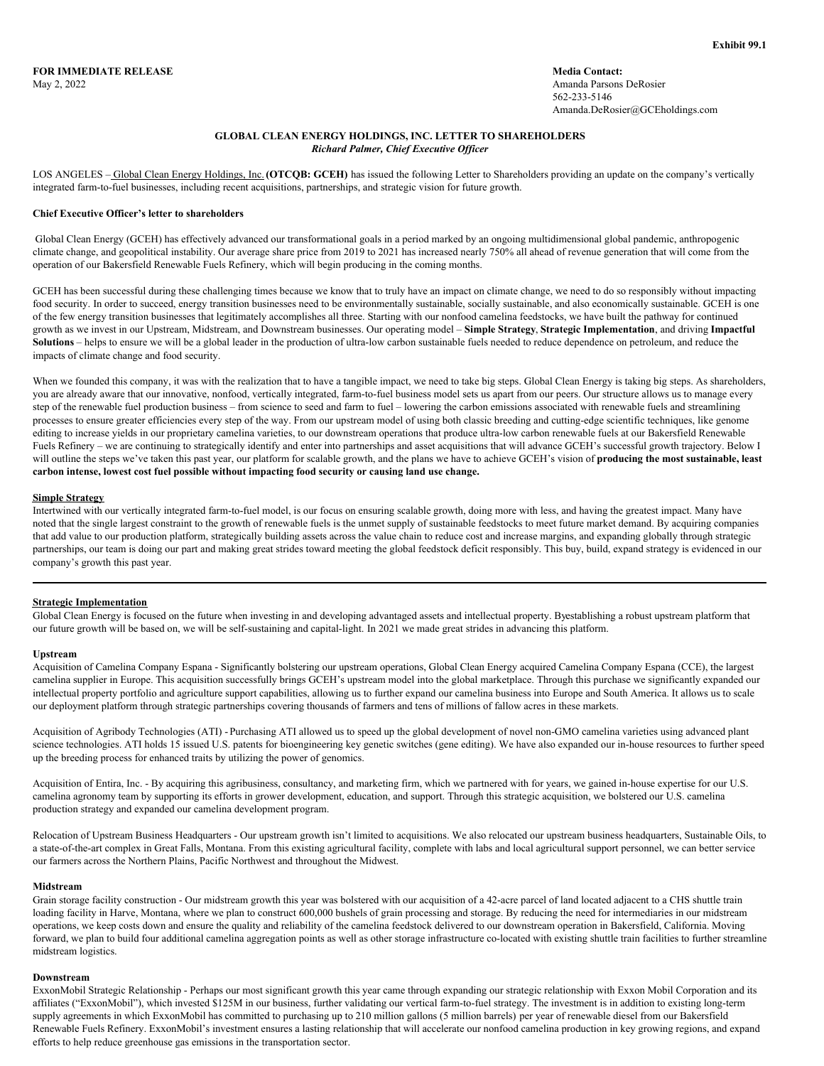Exhibit 99.1

**FOR IMMEDIATE RELEASE**
May 2, 2022

**Media Contact:**
Amanda Parsons DeRosier
562-233-5146
Amanda.DeRosier@GCEholdings.com

## GLOBAL CLEAN ENERGY HOLDINGS, INC. LETTER TO SHAREHOLDERS

***Richard Palmer, Chief Executive Officer***

LOS ANGELES – Global Clean Energy Holdings, Inc. **(OTCQB: GCEH)** has issued the following Letter to Shareholders providing an update on the company's vertically integrated farm-to-fuel businesses, including recent acquisitions, partnerships, and strategic vision for future growth.

**Chief Executive Officer's letter to shareholders**

Global Clean Energy (GCEH) has effectively advanced our transformational goals in a period marked by an ongoing multidimensional global pandemic, anthropogenic climate change, and geopolitical instability. Our average share price from 2019 to 2021 has increased nearly 750% all ahead of revenue generation that will come from the operation of our Bakersfield Renewable Fuels Refinery, which will begin producing in the coming months.

GCEH has been successful during these challenging times because we know that to truly have an impact on climate change, we need to do so responsibly without impacting food security. In order to succeed, energy transition businesses need to be environmentally sustainable, socially sustainable, and also economically sustainable. GCEH is one of the few energy transition businesses that legitimately accomplishes all three. Starting with our nonfood camelina feedstocks, we have built the pathway for continued growth as we invest in our Upstream, Midstream, and Downstream businesses. Our operating model – **Simple Strategy**, **Strategic Implementation**, and driving **Impactful Solutions** – helps to ensure we will be a global leader in the production of ultra-low carbon sustainable fuels needed to reduce dependence on petroleum, and reduce the impacts of climate change and food security.

When we founded this company, it was with the realization that to have a tangible impact, we need to take big steps. Global Clean Energy is taking big steps. As shareholders, you are already aware that our innovative, nonfood, vertically integrated, farm-to-fuel business model sets us apart from our peers. Our structure allows us to manage every step of the renewable fuel production business – from science to seed and farm to fuel – lowering the carbon emissions associated with renewable fuels and streamlining processes to ensure greater efficiencies every step of the way. From our upstream model of using both classic breeding and cutting-edge scientific techniques, like genome editing to increase yields in our proprietary camelina varieties, to our downstream operations that produce ultra-low carbon renewable fuels at our Bakersfield Renewable Fuels Refinery – we are continuing to strategically identify and enter into partnerships and asset acquisitions that will advance GCEH's successful growth trajectory. Below I will outline the steps we've taken this past year, our platform for scalable growth, and the plans we have to achieve GCEH's vision of **producing the most sustainable, least carbon intense, lowest cost fuel possible without impacting food security or causing land use change.**

### Simple Strategy

Intertwined with our vertically integrated farm-to-fuel model, is our focus on ensuring scalable growth, doing more with less, and having the greatest impact. Many have noted that the single largest constraint to the growth of renewable fuels is the unmet supply of sustainable feedstocks to meet future market demand. By acquiring companies that add value to our production platform, strategically building assets across the value chain to reduce cost and increase margins, and expanding globally through strategic partnerships, our team is doing our part and making great strides toward meeting the global feedstock deficit responsibly. This buy, build, expand strategy is evidenced in our company's growth this past year.

---

### Strategic Implementation

Global Clean Energy is focused on the future when investing in and developing advantaged assets and intellectual property. Byestablishing a robust upstream platform that our future growth will be based on, we will be self-sustaining and capital-light. In 2021 we made great strides in advancing this platform.

**Upstream**

Acquisition of Camelina Company Espana - Significantly bolstering our upstream operations, Global Clean Energy acquired Camelina Company Espana (CCE), the largest camelina supplier in Europe. This acquisition successfully brings GCEH's upstream model into the global marketplace. Through this purchase we significantly expanded our intellectual property portfolio and agriculture support capabilities, allowing us to further expand our camelina business into Europe and South America. It allows us to scale our deployment platform through strategic partnerships covering thousands of farmers and tens of millions of fallow acres in these markets.

Acquisition of Agribody Technologies (ATI) - Purchasing ATI allowed us to speed up the global development of novel non-GMO camelina varieties using advanced plant science technologies. ATI holds 15 issued U.S. patents for bioengineering key genetic switches (gene editing). We have also expanded our in-house resources to further speed up the breeding process for enhanced traits by utilizing the power of genomics.

Acquisition of Entira, Inc. - By acquiring this agribusiness, consultancy, and marketing firm, which we partnered with for years, we gained in-house expertise for our U.S. camelina agronomy team by supporting its efforts in grower development, education, and support. Through this strategic acquisition, we bolstered our U.S. camelina production strategy and expanded our camelina development program.

Relocation of Upstream Business Headquarters - Our upstream growth isn't limited to acquisitions. We also relocated our upstream business headquarters, Sustainable Oils, to a state-of-the-art complex in Great Falls, Montana. From this existing agricultural facility, complete with labs and local agricultural support personnel, we can better service our farmers across the Northern Plains, Pacific Northwest and throughout the Midwest.

**Midstream**

Grain storage facility construction - Our midstream growth this year was bolstered with our acquisition of a 42-acre parcel of land located adjacent to a CHS shuttle train loading facility in Harve, Montana, where we plan to construct 600,000 bushels of grain processing and storage. By reducing the need for intermediaries in our midstream operations, we keep costs down and ensure the quality and reliability of the camelina feedstock delivered to our downstream operation in Bakersfield, California. Moving forward, we plan to build four additional camelina aggregation points as well as other storage infrastructure co-located with existing shuttle train facilities to further streamline midstream logistics.

**Downstream**

ExxonMobil Strategic Relationship - Perhaps our most significant growth this year came through expanding our strategic relationship with Exxon Mobil Corporation and its affiliates ("ExxonMobil"), which invested $125M in our business, further validating our vertical farm-to-fuel strategy. The investment is in addition to existing long-term supply agreements in which ExxonMobil has committed to purchasing up to 210 million gallons (5 million barrels) per year of renewable diesel from our Bakersfield Renewable Fuels Refinery. ExxonMobil's investment ensures a lasting relationship that will accelerate our nonfood camelina production in key growing regions, and expand efforts to help reduce greenhouse gas emissions in the transportation sector.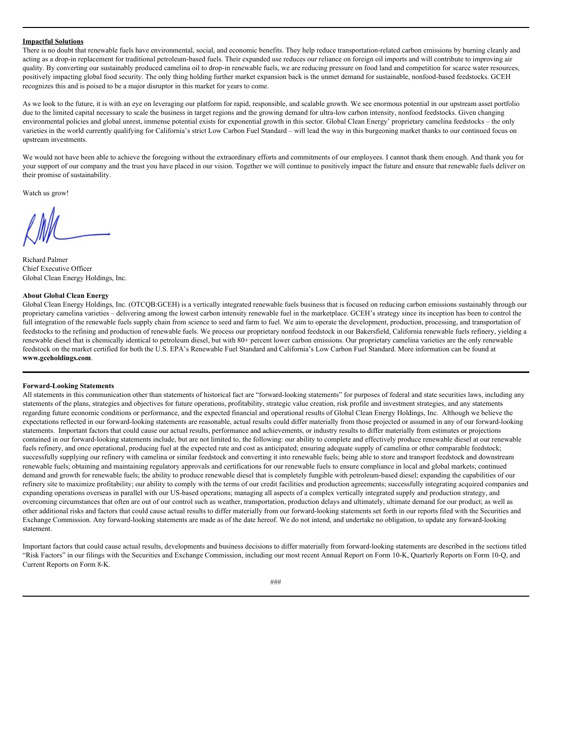**Impactful Solutions**

There is no doubt that renewable fuels have environmental, social, and economic benefits. They help reduce transportation-related carbon emissions by burning cleanly and acting as a drop-in replacement for traditional petroleum-based fuels. Their expanded use reduces our reliance on foreign oil imports and will contribute to improving air quality. By converting our sustainably produced camelina oil to drop-in renewable fuels, we are reducing pressure on food land and competition for scarce water resources, positively impacting global food security. The only thing holding further market expansion back is the unmet demand for sustainable, nonfood-based feedstocks. GCEH recognizes this and is poised to be a major disruptor in this market for years to come.

As we look to the future, it is with an eye on leveraging our platform for rapid, responsible, and scalable growth. We see enormous potential in our upstream asset portfolio due to the limited capital necessary to scale the business in target regions and the growing demand for ultra-low carbon intensity, nonfood feedstocks. Given changing environmental policies and global unrest, immense potential exists for exponential growth in this sector. Global Clean Energy' proprietary camelina feedstocks – the only varieties in the world currently qualifying for California's strict Low Carbon Fuel Standard – will lead the way in this burgeoning market thanks to our continued focus on upstream investments.

We would not have been able to achieve the foregoing without the extraordinary efforts and commitments of our employees. I cannot thank them enough. And thank you for your support of our company and the trust you have placed in our vision. Together we will continue to positively impact the future and ensure that renewable fuels deliver on their promise of sustainability.

Watch us grow!

Richard Palmer
Chief Executive Officer
Global Clean Energy Holdings, Inc.

**About Global Clean Energy**

Global Clean Energy Holdings, Inc. (OTCQB:GCEH) is a vertically integrated renewable fuels business that is focused on reducing carbon emissions sustainably through our proprietary camelina varieties – delivering among the lowest carbon intensity renewable fuel in the marketplace. GCEH's strategy since its inception has been to control the full integration of the renewable fuels supply chain from science to seed and farm to fuel. We aim to operate the development, production, processing, and transportation of feedstocks to the refining and production of renewable fuels. We process our proprietary nonfood feedstock in our Bakersfield, California renewable fuels refinery, yielding a renewable diesel that is chemically identical to petroleum diesel, but with 80+ percent lower carbon emissions. Our proprietary camelina varieties are the only renewable feedstock on the market certified for both the U.S. EPA's Renewable Fuel Standard and California's Low Carbon Fuel Standard. More information can be found at **www.gceholdings.com**.

**Forward-Looking Statements**

All statements in this communication other than statements of historical fact are "forward-looking statements" for purposes of federal and state securities laws, including any statements of the plans, strategies and objectives for future operations, profitability, strategic value creation, risk profile and investment strategies, and any statements regarding future economic conditions or performance, and the expected financial and operational results of Global Clean Energy Holdings, Inc. Although we believe the expectations reflected in our forward-looking statements are reasonable, actual results could differ materially from those projected or assumed in any of our forward-looking statements. Important factors that could cause our actual results, performance and achievements, or industry results to differ materially from estimates or projections contained in our forward-looking statements include, but are not limited to, the following: our ability to complete and effectively produce renewable diesel at our renewable fuels refinery, and once operational, producing fuel at the expected rate and cost as anticipated; ensuring adequate supply of camelina or other comparable feedstock; successfully supplying our refinery with camelina or similar feedstock and converting it into renewable fuels; being able to store and transport feedstock and downstream renewable fuels; obtaining and maintaining regulatory approvals and certifications for our renewable fuels to ensure compliance in local and global markets; continued demand and growth for renewable fuels; the ability to produce renewable diesel that is completely fungible with petroleum-based diesel; expanding the capabilities of our refinery site to maximize profitability; our ability to comply with the terms of our credit facilities and production agreements; successfully integrating acquired companies and expanding operations overseas in parallel with our US-based operations; managing all aspects of a complex vertically integrated supply and production strategy, and overcoming circumstances that often are out of our control such as weather, transportation, production delays and ultimately, ultimate demand for our product; as well as other additional risks and factors that could cause actual results to differ materially from our forward-looking statements set forth in our reports filed with the Securities and Exchange Commission. Any forward-looking statements are made as of the date hereof. We do not intend, and undertake no obligation, to update any forward-looking statement.

Important factors that could cause actual results, developments and business decisions to differ materially from forward-looking statements are described in the sections titled "Risk Factors" in our filings with the Securities and Exchange Commission, including our most recent Annual Report on Form 10-K, Quarterly Reports on Form 10-Q, and Current Reports on Form 8-K.

###